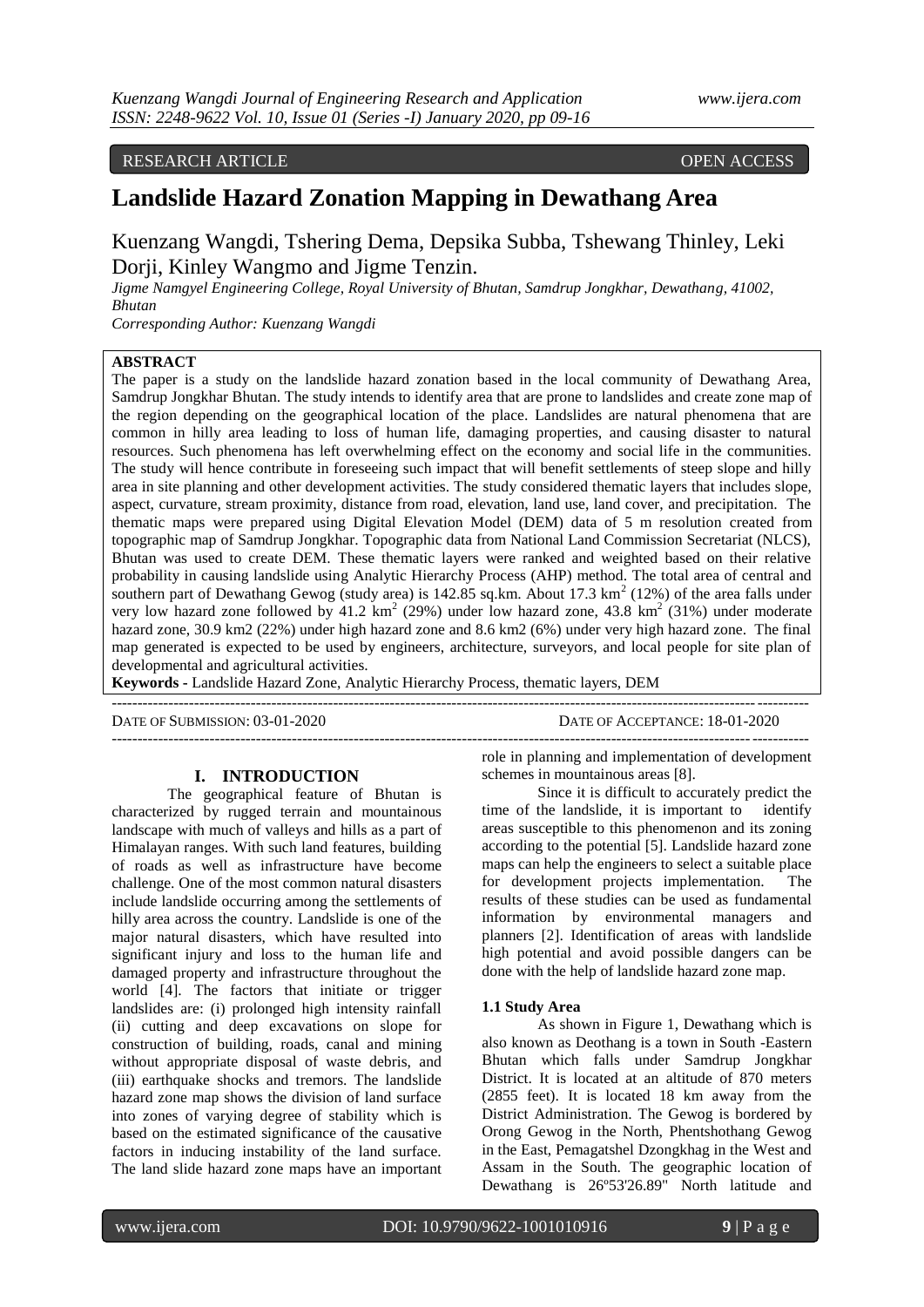RESEARCH ARTICLE OPEN ACCESS

# Landslide Hazard Zonation Mapping in Dewathang Area

Kuenzang Wangdi, Tshering Dema, Depsika Subba, Tshewang Thinley, Leki Dorji, Kinley Wangmo and Jigme Tenzin.

*Jigme Namgyel Engineering College, Royal University of Bhutan, Samdrup Jongkhar, Dewathang, 41002, Bhutan*

*Corresponding Author: Kuenzang Wangdi*

**ABSTRACT**

The paper is a study on the landslide hazard zonation based in the local community of Dewathang Area, Samdrup Jongkhar Bhutan. The study intends to identify area that are prone to landslides and create zone map of the region depending on the geographical location of the place. Landslides are natural phenomena that are common in hilly area leading to loss of human life, damaging properties, and causing disaster to natural resources. Such phenomena has left overwhelming effect on the economy and social life in the communities. The study will hence contribute in foreseeing such impact that will benefit settlements of steep slope and hilly area in site planning and other development activities. The study considered thematic layers that includes slope, aspect, curvature, stream proximity, distance from road, elevation, land use, land cover, and precipitation. The thematic maps were prepared using Digital Elevation Model (DEM) data of 5 m resolution created from topographic map of Samdrup Jongkhar. Topographic data from National Land Commission Secretariat (NLCS), Bhutan was used to create DEM. These thematic layers were ranked and weighted based on their relative probability in causing landslide using Analytic Hierarchy Process (AHP) method. The total area of central and southern part of Dewathang Gewog (study area) is 142.85 sq.km. About 17.3 $km^2$ (12%) of the area falls under very low hazard zone followed by 41.2 $km^2$ (29%) under low hazard zone, 43.8 $km^2$ (31%) under moderate hazard zone, 30.9 km2 (22%) under high hazard zone and 8.6 km2 (6%) under very high hazard zone. The final map generated is expected to be used by engineers, architecture, surveyors, and local people for site plan of developmental and agricultural activities.

**Keywords -** Landslide Hazard Zone, Analytic Hierarchy Process, thematic layers, DEM

---

DATE OF SUBMISSION: 03-01-2020 DATE OF ACCEPTANCE: 18-01-2020

---

## I. INTRODUCTION

The geographical feature of Bhutan is characterized by rugged terrain and mountainous landscape with much of valleys and hills as a part of Himalayan ranges. With such land features, building of roads as well as infrastructure have become challenge. One of the most common natural disasters include landslide occurring among the settlements of hilly area across the country. Landslide is one of the major natural disasters, which have resulted into significant injury and loss to the human life and damaged property and infrastructure throughout the world [4]. The factors that initiate or trigger landslides are: (i) prolonged high intensity rainfall (ii) cutting and deep excavations on slope for construction of building, roads, canal and mining without appropriate disposal of waste debris, and (iii) earthquake shocks and tremors. The landslide hazard zone map shows the division of land surface into zones of varying degree of stability which is based on the estimated significance of the causative factors in inducing instability of the land surface. The land slide hazard zone maps have an important role in planning and implementation of development schemes in mountainous areas [8].

Since it is difficult to accurately predict the time of the landslide, it is important to identify areas susceptible to this phenomenon and its zoning according to the potential [5]. Landslide hazard zone maps can help the engineers to select a suitable place for development projects implementation. The results of these studies can be used as fundamental information by environmental managers and planners [2]. Identification of areas with landslide high potential and avoid possible dangers can be done with the help of landslide hazard zone map.

### 1.1 Study Area

As shown in Figure 1, Dewathang which is also known as Deothang is a town in South -Eastern Bhutan which falls under Samdrup Jongkhar District. It is located at an altitude of 870 meters (2855 feet). It is located 18 km away from the District Administration. The Gewog is bordered by Orong Gewog in the North, Phentshothang Gewog in the East, Pemagatshel Dzongkhag in the West and Assam in the South. The geographic location of Dewathang is 26º53'26.89" North latitude and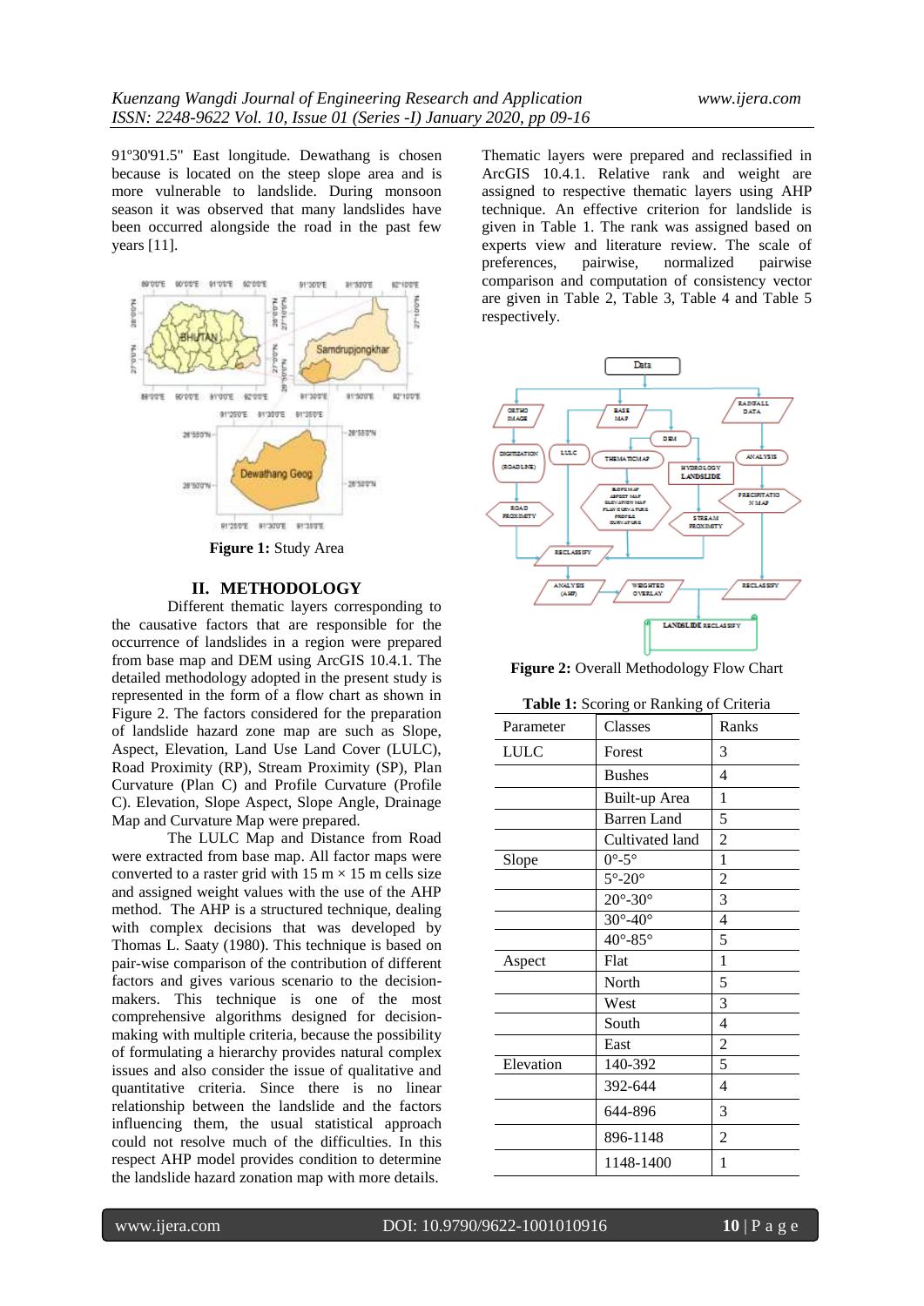91º30'91.5" East longitude. Dewathang is chosen because is located on the steep slope area and is more vulnerable to landslide. During monsoon season it was observed that many landslides have been occurred alongside the road in the past few years [11].

**Figure 1:** Study Area

## II. METHODOLOGY

Different thematic layers corresponding to the causative factors that are responsible for the occurrence of landslides in a region were prepared from base map and DEM using ArcGIS 10.4.1. The detailed methodology adopted in the present study is represented in the form of a flow chart as shown in Figure 2. The factors considered for the preparation of landslide hazard zone map are such as Slope, Aspect, Elevation, Land Use Land Cover (LULC), Road Proximity (RP), Stream Proximity (SP), Plan Curvature (Plan C) and Profile Curvature (Profile C). Elevation, Slope Aspect, Slope Angle, Drainage Map and Curvature Map were prepared.

The LULC Map and Distance from Road were extracted from base map. All factor maps were converted to a raster grid with 15 m × 15 m cells size and assigned weight values with the use of the AHP method. The AHP is a structured technique, dealing with complex decisions that was developed by Thomas L. Saaty (1980). This technique is based on pair-wise comparison of the contribution of different factors and gives various scenario to the decision-makers. This technique is one of the most comprehensive algorithms designed for decision-making with multiple criteria, because the possibility of formulating a hierarchy provides natural complex issues and also consider the issue of qualitative and quantitative criteria. Since there is no linear relationship between the landslide and the factors influencing them, the usual statistical approach could not resolve much of the difficulties. In this respect AHP model provides condition to determine the landslide hazard zonation map with more details.

Thematic layers were prepared and reclassified in ArcGIS 10.4.1. Relative rank and weight are assigned to respective thematic layers using AHP technique. An effective criterion for landslide is given in Table 1. The rank was assigned based on experts view and literature review. The scale of preferences, pairwise, normalized pairwise comparison and computation of consistency vector are given in Table 2, Table 3, Table 4 and Table 5 respectively.

**Figure 2:** Overall Methodology Flow Chart

**Table 1:** Scoring or Ranking of Criteria

| Parameter | Classes | Ranks |
|---|---|---|
| LULC | Forest | 3 |
| | Bushes | 4 |
| | Built-up Area | 1 |
| | Barren Land | 5 |
| | Cultivated land | 2 |
| Slope | 0°-5° | 1 |
| | 5°-20° | 2 |
| | 20°-30° | 3 |
| | 30°-40° | 4 |
| | 40°-85° | 5 |
| Aspect | Flat | 1 |
| | North | 5 |
| | West | 3 |
| | South | 4 |
| | East | 2 |
| Elevation | 140-392 | 5 |
| | 392-644 | 4 |
| | 644-896 | 3 |
| | 896-1148 | 2 |
| | 1148-1400 | 1 |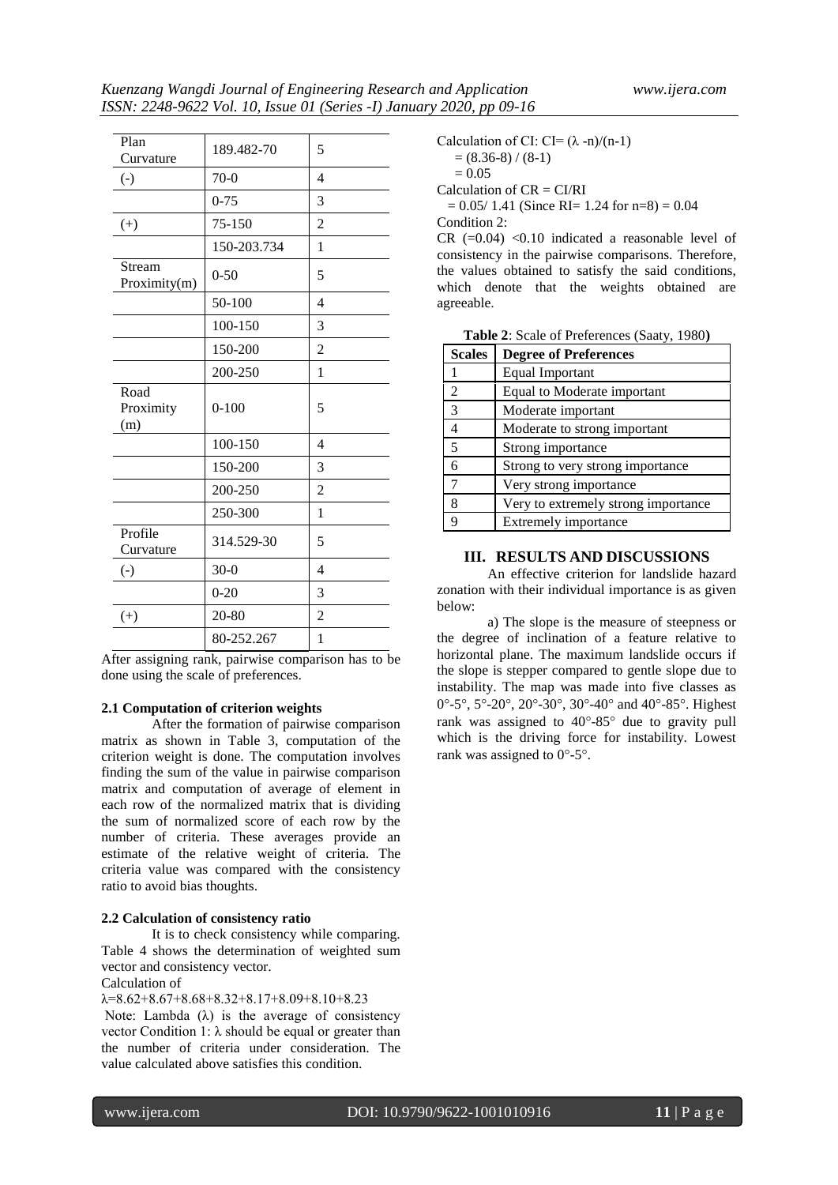| Plan Curvature | 189.482-70 | 5 |
|---|---|---|
| (-) | 70-0 | 4 |
| | 0-75 | 3 |
| (+) | 75-150 | 2 |
| | 150-203.734 | 1 |
| Stream Proximity(m) | 0-50 | 5 |
| | 50-100 | 4 |
| | 100-150 | 3 |
| | 150-200 | 2 |
| | 200-250 | 1 |
| Road Proximity (m) | 0-100 | 5 |
| | 100-150 | 4 |
| | 150-200 | 3 |
| | 200-250 | 2 |
| | 250-300 | 1 |
| Profile Curvature | 314.529-30 | 5 |
| (-) | 30-0 | 4 |
| | 0-20 | 3 |
| (+) | 20-80 | 2 |
| | 80-252.267 | 1 |

After assigning rank, pairwise comparison has to be done using the scale of preferences.

#### 2.1 Computation of criterion weights

After the formation of pairwise comparison matrix as shown in Table 3, computation of the criterion weight is done. The computation involves finding the sum of the value in pairwise comparison matrix and computation of average of element in each row of the normalized matrix that is dividing the sum of normalized score of each row by the number of criteria. These averages provide an estimate of the relative weight of criteria. The criteria value was compared with the consistency ratio to avoid bias thoughts.

#### 2.2 Calculation of consistency ratio

It is to check consistency while comparing. Table 4 shows the determination of weighted sum vector and consistency vector.

Calculation of

$\lambda$=8.62+8.67+8.68+8.32+8.17+8.09+8.10+8.23

Note: Lambda ($\lambda$) is the average of consistency vector Condition 1: $\lambda$ should be equal or greater than the number of criteria under consideration. The value calculated above satisfies this condition.

Calculation of CI: $CI= (\lambda - n)/(n-1)$

$= (8.36-8) / (8-1)$

$= 0.05$

Calculation of $CR = CI/RI$

$= 0.05/ 1.41$ (Since RI= 1.24 for n=8) = 0.04

Condition 2:

CR (=0.04) <0.10 indicated a reasonable level of consistency in the pairwise comparisons. Therefore, the values obtained to satisfy the said conditions, which denote that the weights obtained are agreeable.

**Table 2**: Scale of Preferences (Saaty, 1980**)**

| Scales | Degree of Preferences |
|---|---|
| 1 | Equal Important |
| 2 | Equal to Moderate important |
| 3 | Moderate important |
| 4 | Moderate to strong important |
| 5 | Strong importance |
| 6 | Strong to very strong importance |
| 7 | Very strong importance |
| 8 | Very to extremely strong importance |
| 9 | Extremely importance |

## III. RESULTS AND DISCUSSIONS

An effective criterion for landslide hazard zonation with their individual importance is as given below:

a) The slope is the measure of steepness or the degree of inclination of a feature relative to horizontal plane. The maximum landslide occurs if the slope is stepper compared to gentle slope due to instability. The map was made into five classes as 0°-5°, 5°-20°, 20°-30°, 30°-40° and 40°-85°. Highest rank was assigned to 40°-85° due to gravity pull which is the driving force for instability. Lowest rank was assigned to 0°-5°.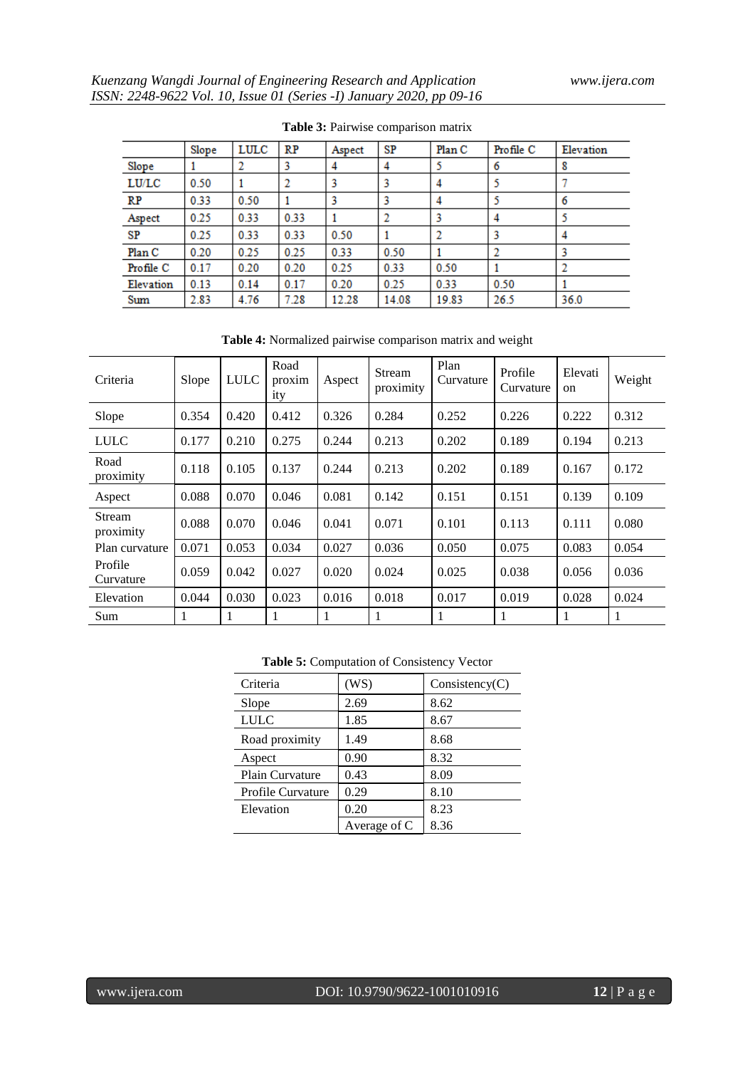**Table 3:** Pairwise comparison matrix

| | Slope | LULC | RP | Aspect | SP | Plan C | Profile C | Elevation |
|---|---|---|---|---|---|---|---|---|
| Slope | 1 | 2 | 3 | 4 | 4 | 5 | 6 | 8 |
| LU/LC | 0.50 | 1 | 2 | 3 | 3 | 4 | 5 | 7 |
| RP | 0.33 | 0.50 | 1 | 3 | 3 | 4 | 5 | 6 |
| Aspect | 0.25 | 0.33 | 0.33 | 1 | 2 | 3 | 4 | 5 |
| SP | 0.25 | 0.33 | 0.33 | 0.50 | 1 | 2 | 3 | 4 |
| Plan C | 0.20 | 0.25 | 0.25 | 0.33 | 0.50 | 1 | 2 | 3 |
| Profile C | 0.17 | 0.20 | 0.20 | 0.25 | 0.33 | 0.50 | 1 | 2 |
| Elevation | 0.13 | 0.14 | 0.17 | 0.20 | 0.25 | 0.33 | 0.50 | 1 |
| Sum | 2.83 | 4.76 | 7.28 | 12.28 | 14.08 | 19.83 | 26.5 | 36.0 |

**Table 4:** Normalized pairwise comparison matrix and weight

| Criteria | Slope | LULC | Road proximity | Aspect | Stream proximity | Plan Curvature | Profile Curvature | Elevation | Weight |
|---|---|---|---|---|---|---|---|---|---|
| Slope | 0.354 | 0.420 | 0.412 | 0.326 | 0.284 | 0.252 | 0.226 | 0.222 | 0.312 |
| LULC | 0.177 | 0.210 | 0.275 | 0.244 | 0.213 | 0.202 | 0.189 | 0.194 | 0.213 |
| Road proximity | 0.118 | 0.105 | 0.137 | 0.244 | 0.213 | 0.202 | 0.189 | 0.167 | 0.172 |
| Aspect | 0.088 | 0.070 | 0.046 | 0.081 | 0.142 | 0.151 | 0.151 | 0.139 | 0.109 |
| Stream proximity | 0.088 | 0.070 | 0.046 | 0.041 | 0.071 | 0.101 | 0.113 | 0.111 | 0.080 |
| Plan curvature | 0.071 | 0.053 | 0.034 | 0.027 | 0.036 | 0.050 | 0.075 | 0.083 | 0.054 |
| Profile Curvature | 0.059 | 0.042 | 0.027 | 0.020 | 0.024 | 0.025 | 0.038 | 0.056 | 0.036 |
| Elevation | 0.044 | 0.030 | 0.023 | 0.016 | 0.018 | 0.017 | 0.019 | 0.028 | 0.024 |
| Sum | 1 | 1 | 1 | 1 | 1 | 1 | 1 | 1 | 1 |

**Table 5:** Computation of Consistency Vector

| Criteria | (WS) | Consistency(C) |
|---|---|---|
| Slope | 2.69 | 8.62 |
| LULC | 1.85 | 8.67 |
| Road proximity | 1.49 | 8.68 |
| Aspect | 0.90 | 8.32 |
| Plain Curvature | 0.43 | 8.09 |
| Profile Curvature | 0.29 | 8.10 |
| Elevation | 0.20 | 8.23 |
| | Average of C | 8.36 |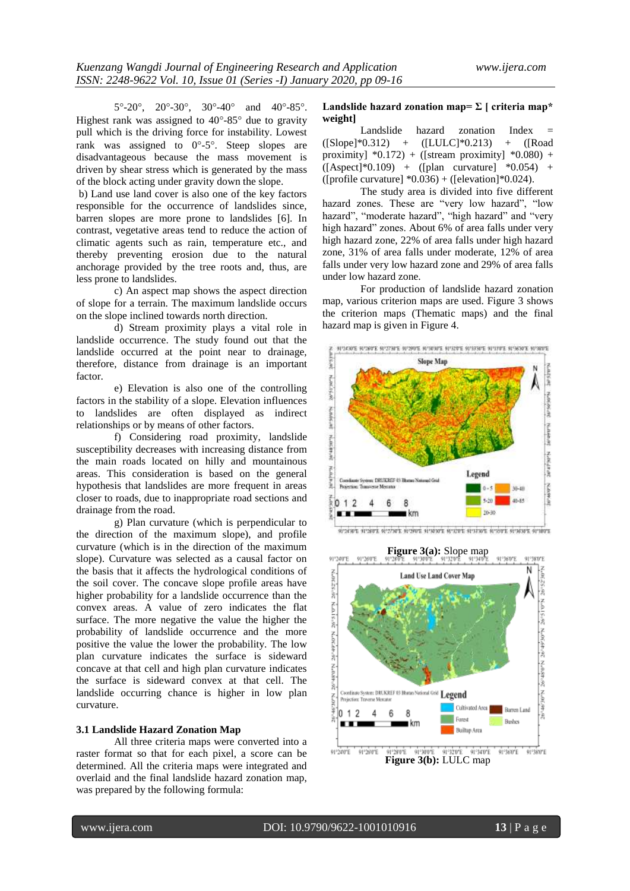5°-20°, 20°-30°, 30°-40° and 40°-85°. Highest rank was assigned to 40°-85° due to gravity pull which is the driving force for instability. Lowest rank was assigned to 0°-5°. Steep slopes are disadvantageous because the mass movement is driven by shear stress which is generated by the mass of the block acting under gravity down the slope.

b) Land use land cover is also one of the key factors responsible for the occurrence of landslides since, barren slopes are more prone to landslides [6]. In contrast, vegetative areas tend to reduce the action of climatic agents such as rain, temperature etc., and thereby preventing erosion due to the natural anchorage provided by the tree roots and, thus, are less prone to landslides.

c) An aspect map shows the aspect direction of slope for a terrain. The maximum landslide occurs on the slope inclined towards north direction.

d) Stream proximity plays a vital role in landslide occurrence. The study found out that the landslide occurred at the point near to drainage, therefore, distance from drainage is an important factor.

e) Elevation is also one of the controlling factors in the stability of a slope. Elevation influences to landslides are often displayed as indirect relationships or by means of other factors.

f) Considering road proximity, landslide susceptibility decreases with increasing distance from the main roads located on hilly and mountainous areas. This consideration is based on the general hypothesis that landslides are more frequent in areas closer to roads, due to inappropriate road sections and drainage from the road.

g) Plan curvature (which is perpendicular to the direction of the maximum slope), and profile curvature (which is in the direction of the maximum slope). Curvature was selected as a causal factor on the basis that it affects the hydrological conditions of the soil cover. The concave slope profile areas have higher probability for a landslide occurrence than the convex areas. A value of zero indicates the flat surface. The more negative the value the higher the probability of landslide occurrence and the more positive the value the lower the probability. The low plan curvature indicates the surface is sideward concave at that cell and high plan curvature indicates the surface is sideward convex at that cell. The landslide occurring chance is higher in low plan curvature.

### 3.1 Landslide Hazard Zonation Map

All three criteria maps were converted into a raster format so that for each pixel, a score can be determined. All the criteria maps were integrated and overlaid and the final landslide hazard zonation map, was prepared by the following formula:

**Landslide hazard zonation map= Σ [ criteria map* weight]**

Landslide hazard zonation Index = ([Slope]*0.312) + ([LULC]*0.213) + ([Road proximity] *0.172) + ([stream proximity] *0.080) + ([Aspect]*0.109) + ([plan curvature] *0.054) + ([profile curvature] *0.036) + ([elevation]*0.024).

The study area is divided into five different hazard zones. These are "very low hazard", "low hazard", "moderate hazard", "high hazard" and "very high hazard" zones. About 6% of area falls under very high hazard zone, 22% of area falls under high hazard zone, 31% of area falls under moderate, 12% of area falls under very low hazard zone and 29% of area falls under low hazard zone.

For production of landslide hazard zonation map, various criterion maps are used. Figure 3 shows the criterion maps (Thematic maps) and the final hazard map is given in Figure 4.

**Figure 3(a):** Slope map

**Figure 3(b):** LULC map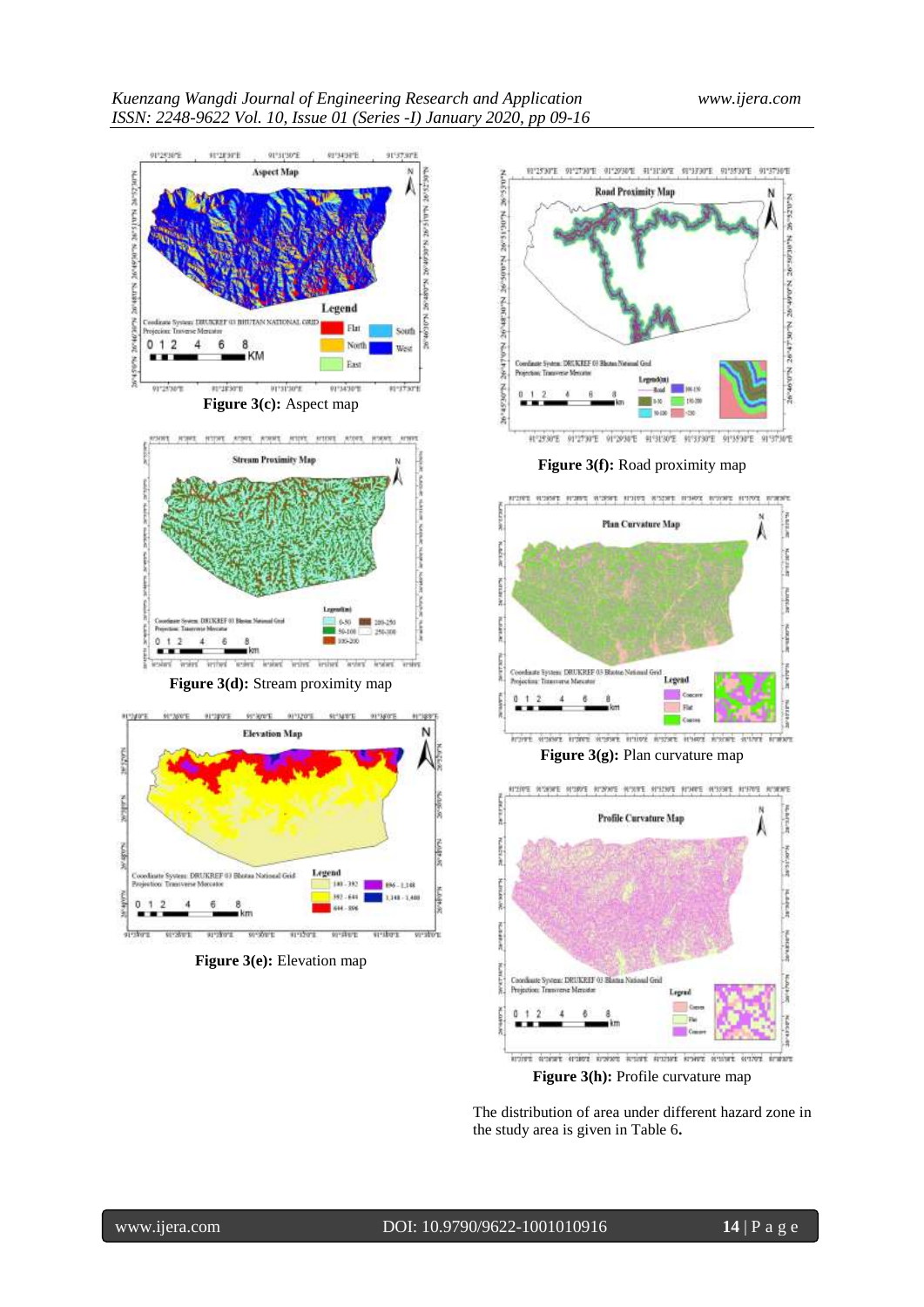**Figure 3(c):** Aspect map

**Figure 3(d):** Stream proximity map

**Figure 3(e):** Elevation map

**Figure 3(f):** Road proximity map

**Figure 3(g):** Plan curvature map

**Figure 3(h):** Profile curvature map

The distribution of area under different hazard zone in the study area is given in Table 6**.**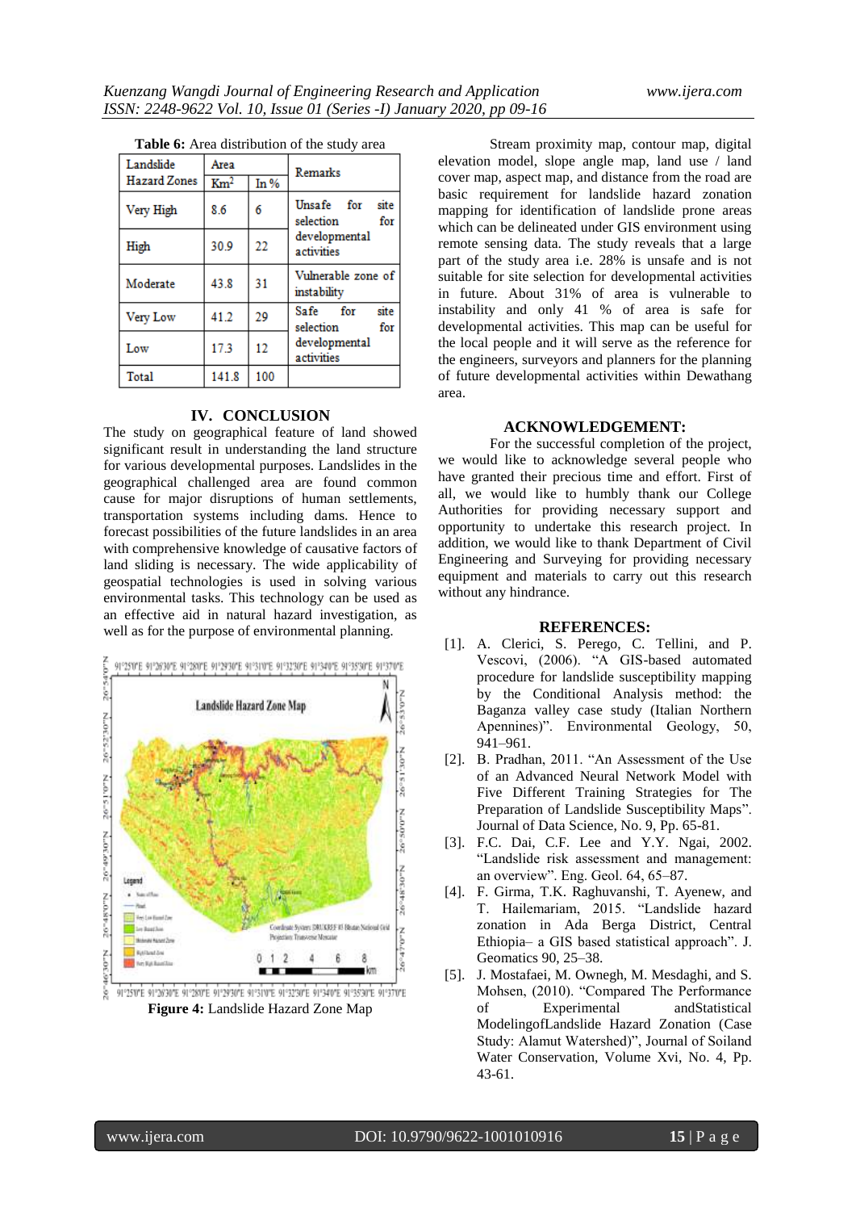**Table 6:** Area distribution of the study area

| Landslide Hazard Zones | Area | | Remarks |
|---|---|---|---|
| | $Km^2$ | In % | |
| Very High | 8.6 | 6 | Unsafe for site selection for developmental activities |
| High | 30.9 | 22 | |
| Moderate | 43.8 | 31 | Vulnerable zone of instability |
| Very Low | 41.2 | 29 | Safe for site selection for developmental activities |
| Low | 17.3 | 12 | |
| Total | 141.8 | 100 | |

## IV. CONCLUSION

The study on geographical feature of land showed significant result in understanding the land structure for various developmental purposes. Landslides in the geographical challenged area are found common cause for major disruptions of human settlements, transportation systems including dams. Hence to forecast possibilities of the future landslides in an area with comprehensive knowledge of causative factors of land sliding is necessary. The wide applicability of geospatial technologies is used in solving various environmental tasks. This technology can be used as an effective aid in natural hazard investigation, as well as for the purpose of environmental planning.

**Figure 4:** Landslide Hazard Zone Map

Stream proximity map, contour map, digital elevation model, slope angle map, land use / land cover map, aspect map, and distance from the road are basic requirement for landslide hazard zonation mapping for identification of landslide prone areas which can be delineated under GIS environment using remote sensing data. The study reveals that a large part of the study area i.e. 28% is unsafe and is not suitable for site selection for developmental activities in future. About 31% of area is vulnerable to instability and only 41 % of area is safe for developmental activities. This map can be useful for the local people and it will serve as the reference for the engineers, surveyors and planners for the planning of future developmental activities within Dewathang area.

## ACKNOWLEDGEMENT:

For the successful completion of the project, we would like to acknowledge several people who have granted their precious time and effort. First of all, we would like to humbly thank our College Authorities for providing necessary support and opportunity to undertake this research project. In addition, we would like to thank Department of Civil Engineering and Surveying for providing necessary equipment and materials to carry out this research without any hindrance.

## REFERENCES:

[1]. A. Clerici, S. Perego, C. Tellini, and P. Vescovi, (2006). "A GIS-based automated procedure for landslide susceptibility mapping by the Conditional Analysis method: the Baganza valley case study (Italian Northern Apennines)". Environmental Geology, 50, 941–961.

[2]. B. Pradhan, 2011. "An Assessment of the Use of an Advanced Neural Network Model with Five Different Training Strategies for The Preparation of Landslide Susceptibility Maps". Journal of Data Science, No. 9, Pp. 65-81.

[3]. F.C. Dai, C.F. Lee and Y.Y. Ngai, 2002. "Landslide risk assessment and management: an overview". Eng. Geol. 64, 65–87.

[4]. F. Girma, T.K. Raghuvanshi, T. Ayenew, and T. Hailemariam, 2015. "Landslide hazard zonation in Ada Berga District, Central Ethiopia– a GIS based statistical approach". J. Geomatics 90, 25–38.

[5]. J. Mostafaei, M. Ownegh, M. Mesdaghi, and S. Mohsen, (2010). "Compared The Performance of Experimental andStatistical ModelingofLandslide Hazard Zonation (Case Study: Alamut Watershed)", Journal of Soiland Water Conservation, Volume Xvi, No. 4, Pp. 43-61.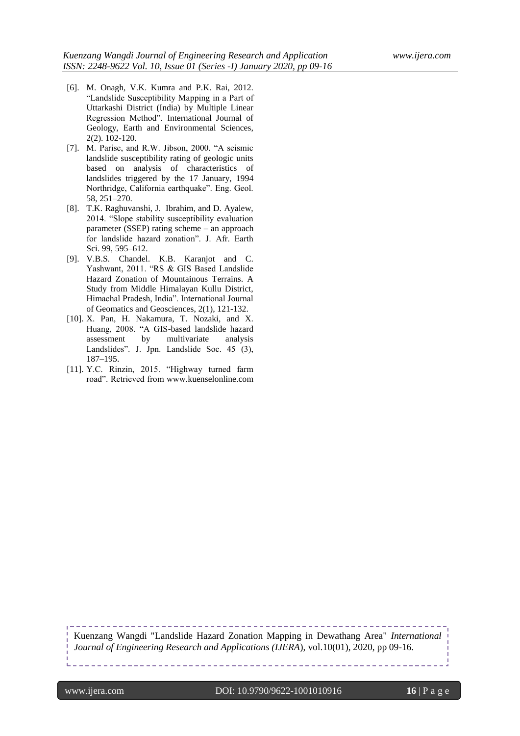[6]. M. Onagh, V.K. Kumra and P.K. Rai, 2012. "Landslide Susceptibility Mapping in a Part of Uttarkashi District (India) by Multiple Linear Regression Method". International Journal of Geology, Earth and Environmental Sciences, 2(2). 102-120.

[7]. M. Parise, and R.W. Jibson, 2000. "A seismic landslide susceptibility rating of geologic units based on analysis of characteristics of landslides triggered by the 17 January, 1994 Northridge, California earthquake". Eng. Geol. 58, 251–270.

[8]. T.K. Raghuvanshi, J. Ibrahim, and D. Ayalew, 2014. "Slope stability susceptibility evaluation parameter (SSEP) rating scheme – an approach for landslide hazard zonation". J. Afr. Earth Sci. 99, 595–612.

[9]. V.B.S. Chandel. K.B. Karanjot and C. Yashwant, 2011. "RS & GIS Based Landslide Hazard Zonation of Mountainous Terrains. A Study from Middle Himalayan Kullu District, Himachal Pradesh, India". International Journal of Geomatics and Geosciences, 2(1), 121-132.

[10]. X. Pan, H. Nakamura, T. Nozaki, and X. Huang, 2008. "A GIS-based landslide hazard assessment by multivariate analysis Landslides". J. Jpn. Landslide Soc. 45 (3), 187–195.

[11]. Y.C. Rinzin, 2015. "Highway turned farm road". Retrieved from www.kuenselonline.com

Kuenzang Wangdi "Landslide Hazard Zonation Mapping in Dewathang Area" *International Journal of Engineering Research and Applications (IJERA*), vol.10(01), 2020, pp 09-16.